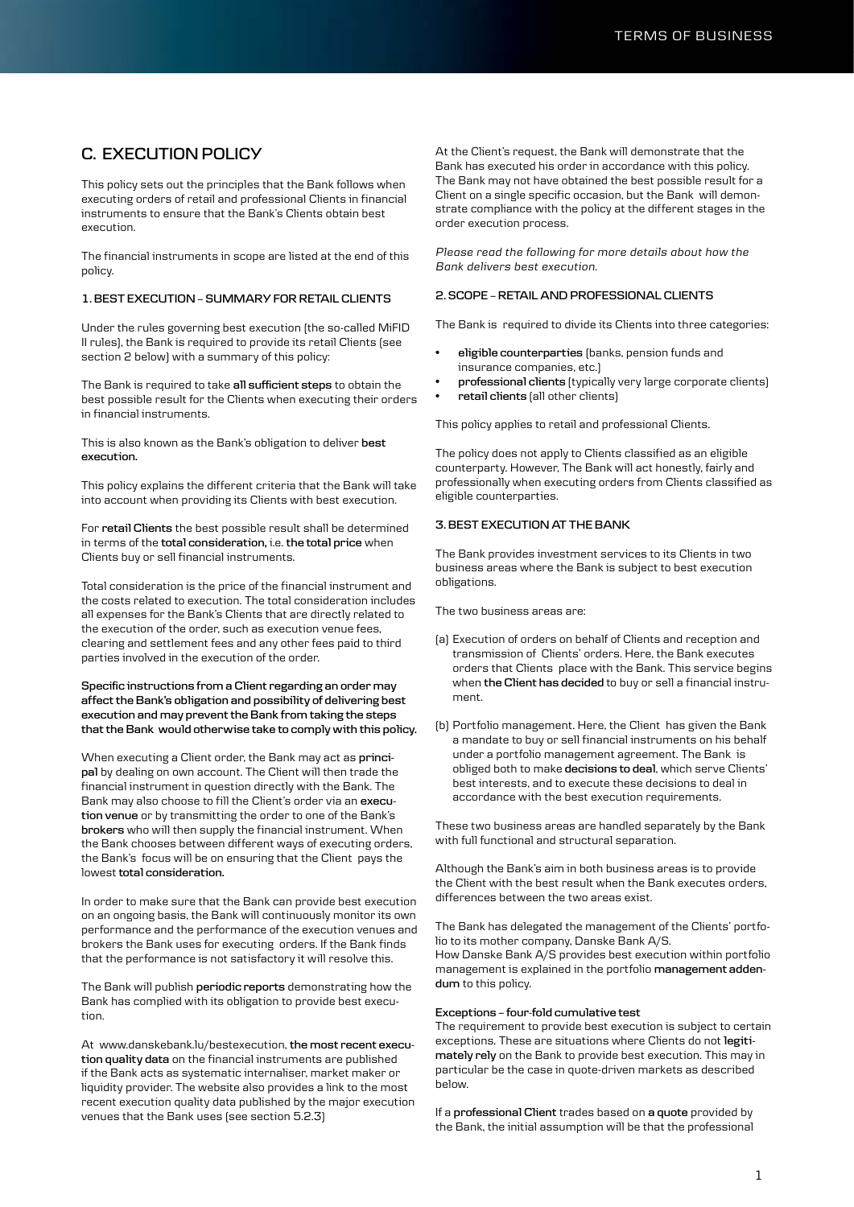## C. EXECUTION POLICY

This policy sets out the principles that the Bank follows when executing orders of retail and professional Clients in financial instruments to ensure that the Bank's Clients obtain best execution.

The financial instruments in scope are listed at the end of this policy.

### 1. BEST EXECUTION – SUMMARY FOR RETAIL CLIENTS

Under the rules governing best execution (the so-called MiFID II rules), the Bank is required to provide its retail Clients (see section 2 below) with a summary of this policy:

The Bank is required to take **all sufficient steps** to obtain the best possible result for the Clients when executing their orders in financial instruments.

This is also known as the Bank's obligation to deliver **best execution.**

This policy explains the different criteria that the Bank will take into account when providing its Clients with best execution.

For **retail Clients** the best possible result shall be determined in terms of the **total consideration,** i.e. **the total price** when Clients buy or sell financial instruments.

Total consideration is the price of the financial instrument and the costs related to execution. The total consideration includes all expenses for the Bank's Clients that are directly related to the execution of the order, such as execution venue fees, clearing and settlement fees and any other fees paid to third parties involved in the execution of the order.

**Specific instructions from a Client regarding an order may affect the Bank's obligation and possibility of delivering best execution and may prevent the Bank from taking the steps that the Bank would otherwise take to comply with this policy.**

When executing a Client order, the Bank may act as **principal** by dealing on own account. The Client will then trade the financial instrument in question directly with the Bank. The Bank may also choose to fill the Client's order via an **execution venue** or by transmitting the order to one of the Bank's **brokers** who will then supply the financial instrument. When the Bank chooses between different ways of executing orders, the Bank's focus will be on ensuring that the Client pays the lowest **total consideration.**

In order to make sure that the Bank can provide best execution on an ongoing basis, the Bank will continuously monitor its own performance and the performance of the execution venues and brokers the Bank uses for executing orders. If the Bank finds that the performance is not satisfactory it will resolve this.

The Bank will publish **periodic reports** demonstrating how the Bank has complied with its obligation to provide best execution.

At www.danskebank.lu/bestexecution, **the most recent execution quality data** on the financial instruments are published if the Bank acts as systematic internaliser, market maker or liquidity provider. The website also provides a link to the most recent execution quality data published by the major execution venues that the Bank uses (see section 5.2.3)

At the Client's request, the Bank will demonstrate that the Bank has executed his order in accordance with this policy. The Bank may not have obtained the best possible result for a Client on a single specific occasion, but the Bank will demonstrate compliance with the policy at the different stages in the order execution process.

*Please read the following for more details about how the Bank delivers best execution.*

### 2. SCOPE – RETAIL AND PROFESSIONAL CLIENTS

The Bank is required to divide its Clients into three categories:

- **eligible counterparties** (banks, pension funds and insurance companies, etc.)
- **professional clients** (typically very large corporate clients)
- **retail clients** (all other clients)

This policy applies to retail and professional Clients.

The policy does not apply to Clients classified as an eligible counterparty. However, The Bank will act honestly, fairly and professionally when executing orders from Clients classified as eligible counterparties.

### 3. BEST EXECUTION AT THE BANK

The Bank provides investment services to its Clients in two business areas where the Bank is subject to best execution obligations.

The two business areas are:

(a) Execution of orders on behalf of Clients and reception and transmission of Clients' orders. Here, the Bank executes orders that Clients place with the Bank. This service begins when **the Client has decided** to buy or sell a financial instrument.

(b) Portfolio management. Here, the Client has given the Bank a mandate to buy or sell financial instruments on his behalf under a portfolio management agreement. The Bank is obliged both to make **decisions to deal**, which serve Clients' best interests, and to execute these decisions to deal in accordance with the best execution requirements.

These two business areas are handled separately by the Bank with full functional and structural separation.

Although the Bank's aim in both business areas is to provide the Client with the best result when the Bank executes orders, differences between the two areas exist.

The Bank has delegated the management of the Clients' portfolio to its mother company, Danske Bank A/S.
How Danske Bank A/S provides best execution within portfolio management is explained in the portfolio **management addendum** to this policy.

**Exceptions – four-fold cumulative test**
The requirement to provide best execution is subject to certain exceptions. These are situations where Clients do not **legitimately rely** on the Bank to provide best execution. This may in particular be the case in quote-driven markets as described below.

If a **professional Client** trades based on **a quote** provided by the Bank, the initial assumption will be that the professional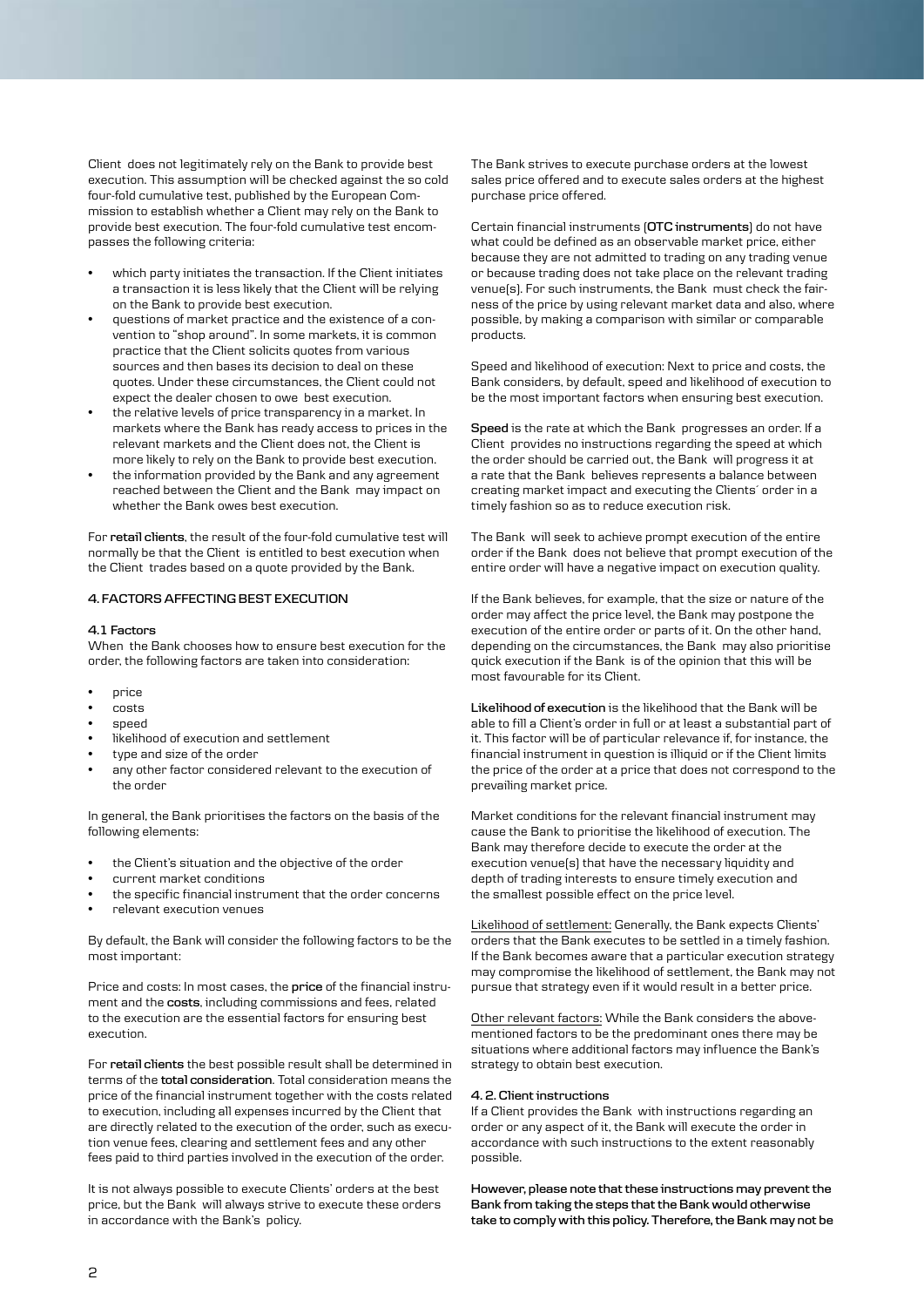Client does not legitimately rely on the Bank to provide best execution. This assumption will be checked against the so cold four-fold cumulative test, published by the European Commission to establish whether a Client may rely on the Bank to provide best execution. The four-fold cumulative test encompasses the following criteria:

- which party initiates the transaction. If the Client initiates a transaction it is less likely that the Client will be relying on the Bank to provide best execution.
- questions of market practice and the existence of a convention to "shop around". In some markets, it is common practice that the Client solicits quotes from various sources and then bases its decision to deal on these quotes. Under these circumstances, the Client could not expect the dealer chosen to owe best execution.
- the relative levels of price transparency in a market. In markets where the Bank has ready access to prices in the relevant markets and the Client does not, the Client is more likely to rely on the Bank to provide best execution.
- the information provided by the Bank and any agreement reached between the Client and the Bank may impact on whether the Bank owes best execution.

For **retail clients**, the result of the four-fold cumulative test will normally be that the Client is entitled to best execution when the Client trades based on a quote provided by the Bank.

## 4. FACTORS AFFECTING BEST EXECUTION

### 4.1 Factors

When the Bank chooses how to ensure best execution for the order, the following factors are taken into consideration:

- price
- costs
- speed
- likelihood of execution and settlement
- type and size of the order
- any other factor considered relevant to the execution of the order

In general, the Bank prioritises the factors on the basis of the following elements:

- the Client's situation and the objective of the order
- current market conditions
- the specific financial instrument that the order concerns
- relevant execution venues

By default, the Bank will consider the following factors to be the most important:

Price and costs: In most cases, the **price** of the financial instrument and the **costs**, including commissions and fees, related to the execution are the essential factors for ensuring best execution.

For **retail clients** the best possible result shall be determined in terms of the **total consideration**. Total consideration means the price of the financial instrument together with the costs related to execution, including all expenses incurred by the Client that are directly related to the execution of the order, such as execution venue fees, clearing and settlement fees and any other fees paid to third parties involved in the execution of the order.

It is not always possible to execute Clients' orders at the best price, but the Bank will always strive to execute these orders in accordance with the Bank's policy.

The Bank strives to execute purchase orders at the lowest sales price offered and to execute sales orders at the highest purchase price offered.

Certain financial instruments (**OTC instruments**) do not have what could be defined as an observable market price, either because they are not admitted to trading on any trading venue or because trading does not take place on the relevant trading venue(s). For such instruments, the Bank must check the fairness of the price by using relevant market data and also, where possible, by making a comparison with similar or comparable products.

Speed and likelihood of execution: Next to price and costs, the Bank considers, by default, speed and likelihood of execution to be the most important factors when ensuring best execution.

**Speed** is the rate at which the Bank progresses an order. If a Client provides no instructions regarding the speed at which the order should be carried out, the Bank will progress it at a rate that the Bank believes represents a balance between creating market impact and executing the Clients´ order in a timely fashion so as to reduce execution risk.

The Bank will seek to achieve prompt execution of the entire order if the Bank does not believe that prompt execution of the entire order will have a negative impact on execution quality.

If the Bank believes, for example, that the size or nature of the order may affect the price level, the Bank may postpone the execution of the entire order or parts of it. On the other hand, depending on the circumstances, the Bank may also prioritise quick execution if the Bank is of the opinion that this will be most favourable for its Client.

**Likelihood of execution** is the likelihood that the Bank will be able to fill a Client's order in full or at least a substantial part of it. This factor will be of particular relevance if, for instance, the financial instrument in question is illiquid or if the Client limits the price of the order at a price that does not correspond to the prevailing market price.

Market conditions for the relevant financial instrument may cause the Bank to prioritise the likelihood of execution. The Bank may therefore decide to execute the order at the execution venue(s) that have the necessary liquidity and depth of trading interests to ensure timely execution and the smallest possible effect on the price level.

Likelihood of settlement: Generally, the Bank expects Clients' orders that the Bank executes to be settled in a timely fashion. If the Bank becomes aware that a particular execution strategy may compromise the likelihood of settlement, the Bank may not pursue that strategy even if it would result in a better price.

Other relevant factors: While the Bank considers the above-mentioned factors to be the predominant ones there may be situations where additional factors may influence the Bank's strategy to obtain best execution.

### 4. 2. Client instructions

If a Client provides the Bank with instructions regarding an order or any aspect of it, the Bank will execute the order in accordance with such instructions to the extent reasonably possible.

**However, please note that these instructions may prevent the Bank from taking the steps that the Bank would otherwise take to comply with this policy. Therefore, the Bank may not be**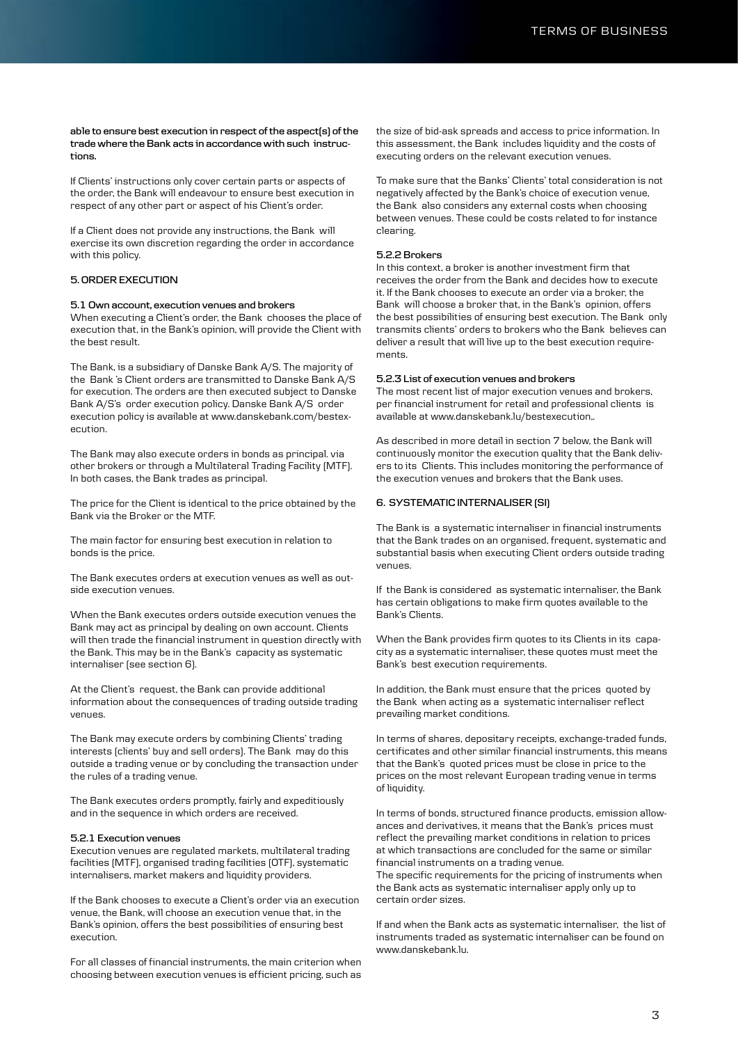**able to ensure best execution in respect of the aspect(s) of the trade where the Bank acts in accordance with such instructions.**

If Clients' instructions only cover certain parts or aspects of the order, the Bank will endeavour to ensure best execution in respect of any other part or aspect of his Client's order.

If a Client does not provide any instructions, the Bank will exercise its own discretion regarding the order in accordance with this policy.

## 5. ORDER EXECUTION

### 5.1 Own account, execution venues and brokers

When executing a Client's order, the Bank chooses the place of execution that, in the Bank's opinion, will provide the Client with the best result.

The Bank, is a subsidiary of Danske Bank A/S. The majority of the Bank 's Client orders are transmitted to Danske Bank A/S for execution. The orders are then executed subject to Danske Bank A/S's order execution policy. Danske Bank A/S order execution policy is available at www.danskebank.com/bestexecution.

The Bank may also execute orders in bonds as principal. via other brokers or through a Multilateral Trading Facility (MTF). In both cases, the Bank trades as principal.

The price for the Client is identical to the price obtained by the Bank via the Broker or the MTF.

The main factor for ensuring best execution in relation to bonds is the price.

The Bank executes orders at execution venues as well as outside execution venues.

When the Bank executes orders outside execution venues the Bank may act as principal by dealing on own account. Clients will then trade the financial instrument in question directly with the Bank. This may be in the Bank's capacity as systematic internaliser (see section 6).

At the Client's request, the Bank can provide additional information about the consequences of trading outside trading venues.

The Bank may execute orders by combining Clients' trading interests (clients' buy and sell orders). The Bank may do this outside a trading venue or by concluding the transaction under the rules of a trading venue.

The Bank executes orders promptly, fairly and expeditiously and in the sequence in which orders are received.

### 5.2.1 Execution venues

Execution venues are regulated markets, multilateral trading facilities (MTF), organised trading facilities (OTF), systematic internalisers, market makers and liquidity providers.

If the Bank chooses to execute a Client's order via an execution venue, the Bank, will choose an execution venue that, in the Bank's opinion, offers the best possibilities of ensuring best execution.

For all classes of financial instruments, the main criterion when choosing between execution venues is efficient pricing, such as the size of bid-ask spreads and access to price information. In this assessment, the Bank includes liquidity and the costs of executing orders on the relevant execution venues.

To make sure that the Banks' Clients' total consideration is not negatively affected by the Bank's choice of execution venue, the Bank also considers any external costs when choosing between venues. These could be costs related to for instance clearing.

### 5.2.2 Brokers

In this context, a broker is another investment firm that receives the order from the Bank and decides how to execute it. If the Bank chooses to execute an order via a broker, the Bank will choose a broker that, in the Bank's opinion, offers the best possibilities of ensuring best execution. The Bank only transmits clients' orders to brokers who the Bank believes can deliver a result that will live up to the best execution requirements.

### 5.2.3 List of execution venues and brokers

The most recent list of major execution venues and brokers, per financial instrument for retail and professional clients is available at www.danskebank.lu/bestexecution,.

As described in more detail in section 7 below, the Bank will continuously monitor the execution quality that the Bank delivers to its Clients. This includes monitoring the performance of the execution venues and brokers that the Bank uses.

## 6. SYSTEMATIC INTERNALISER (SI)

The Bank is a systematic internaliser in financial instruments that the Bank trades on an organised, frequent, systematic and substantial basis when executing Client orders outside trading venues.

If the Bank is considered as systematic internaliser, the Bank has certain obligations to make firm quotes available to the Bank's Clients.

When the Bank provides firm quotes to its Clients in its capacity as a systematic internaliser, these quotes must meet the Bank's best execution requirements.

In addition, the Bank must ensure that the prices quoted by the Bank when acting as a systematic internaliser reflect prevailing market conditions.

In terms of shares, depositary receipts, exchange-traded funds, certificates and other similar financial instruments, this means that the Bank's quoted prices must be close in price to the prices on the most relevant European trading venue in terms of liquidity.

In terms of bonds, structured finance products, emission allowances and derivatives, it means that the Bank's prices must reflect the prevailing market conditions in relation to prices at which transactions are concluded for the same or similar financial instruments on a trading venue.
The specific requirements for the pricing of instruments when the Bank acts as systematic internaliser apply only up to certain order sizes.

If and when the Bank acts as systematic internaliser, the list of instruments traded as systematic internaliser can be found on www.danskebank.lu.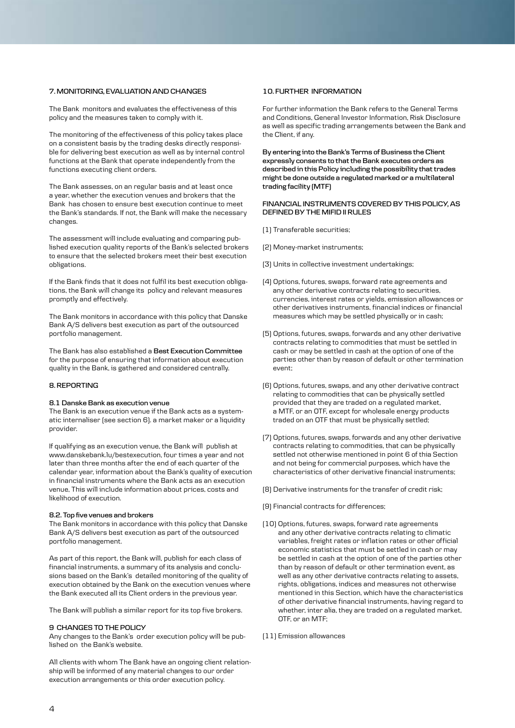## 7. MONITORING, EVALUATION AND CHANGES

The Bank monitors and evaluates the effectiveness of this policy and the measures taken to comply with it.

The monitoring of the effectiveness of this policy takes place on a consistent basis by the trading desks directly responsible for delivering best execution as well as by internal control functions at the Bank that operate independently from the functions executing client orders.

The Bank assesses, on an regular basis and at least once a year, whether the execution venues and brokers that the Bank has chosen to ensure best execution continue to meet the Bank's standards. If not, the Bank will make the necessary changes.

The assessment will include evaluating and comparing published execution quality reports of the Bank's selected brokers to ensure that the selected brokers meet their best execution obligations.

If the Bank finds that it does not fulfil its best execution obligations, the Bank will change its policy and relevant measures promptly and effectively.

The Bank monitors in accordance with this policy that Danske Bank A/S delivers best execution as part of the outsourced portfolio management.

The Bank has also established a **Best Execution Committee** for the purpose of ensuring that information about execution quality in the Bank, is gathered and considered centrally.

## 8. REPORTING

### 8.1 Danske Bank as execution venue

The Bank is an execution venue if the Bank acts as a systematic internaliser (see section 6). a market maker or a liquidity provider.

If qualifying as an execution venue, the Bank will publish at www.danskebank.lu/bestexecution, four times a year and not later than three months after the end of each quarter of the calendar year, information about the Bank's quality of execution in financial instruments where the Bank acts as an execution venue. This will include information about prices, costs and likelihood of execution.

### 8.2. Top five venues and brokers

The Bank monitors in accordance with this policy that Danske Bank A/S delivers best execution as part of the outsourced portfolio management.

As part of this report, the Bank will, publish for each class of financial instruments, a summary of its analysis and conclusions based on the Bank's detailed monitoring of the quality of execution obtained by the Bank on the execution venues where the Bank executed all its Client orders in the previous year.

The Bank will publish a similar report for its top five brokers.

## 9 CHANGES TO THE POLICY

Any changes to the Bank's order execution policy will be published on the Bank's website.

All clients with whom The Bank have an ongoing client relationship will be informed of any material changes to our order execution arrangements or this order execution policy.

## 10. FURTHER INFORMATION

For further information the Bank refers to the General Terms and Conditions, General Investor Information, Risk Disclosure as well as specific trading arrangements between the Bank and the Client, if any.

**By entering into the Bank's Terms of Business the Client expressly consents to that the Bank executes orders as described in this Policy including the possibility that trades might be done outside a regulated marked or a multilateral trading facility (MTF)**

### FINANCIAL INSTRUMENTS COVERED BY THIS POLICY, AS DEFINED BY THE MIFID II RULES

(1) Transferable securities;

(2) Money-market instruments;

(3) Units in collective investment undertakings;

(4) Options, futures, swaps, forward rate agreements and any other derivative contracts relating to securities, currencies, interest rates or yields, emission allowances or other derivatives instruments, financial indices or financial measures which may be settled physically or in cash;

(5) Options, futures, swaps, forwards and any other derivative contracts relating to commodities that must be settled in cash or may be settled in cash at the option of one of the parties other than by reason of default or other termination event;

(6) Options, futures, swaps, and any other derivative contract relating to commodities that can be physically settled provided that they are traded on a regulated market, a MTF, or an OTF, except for wholesale energy products traded on an OTF that must be physically settled;

(7) Options, futures, swaps, forwards and any other derivative contracts relating to commodities, that can be physically settled not otherwise mentioned in point 6 of thia Section and not being for commercial purposes, which have the characteristics of other derivative financial instruments;

(8) Derivative instruments for the transfer of credit risk;

(9) Financial contracts for differences;

(10) Options, futures, swaps, forward rate agreements and any other derivative contracts relating to climatic variables, freight rates or inflation rates or other official economic statistics that must be settled in cash or may be settled in cash at the option of one of the parties other than by reason of default or other termination event, as well as any other derivative contracts relating to assets, rights, obligations, indices and measures not otherwise mentioned in this Section, which have the characteristics of other derivative financial instruments, having regard to whether, inter alia, they are traded on a regulated market, OTF, or an MTF;

(11) Emission allowances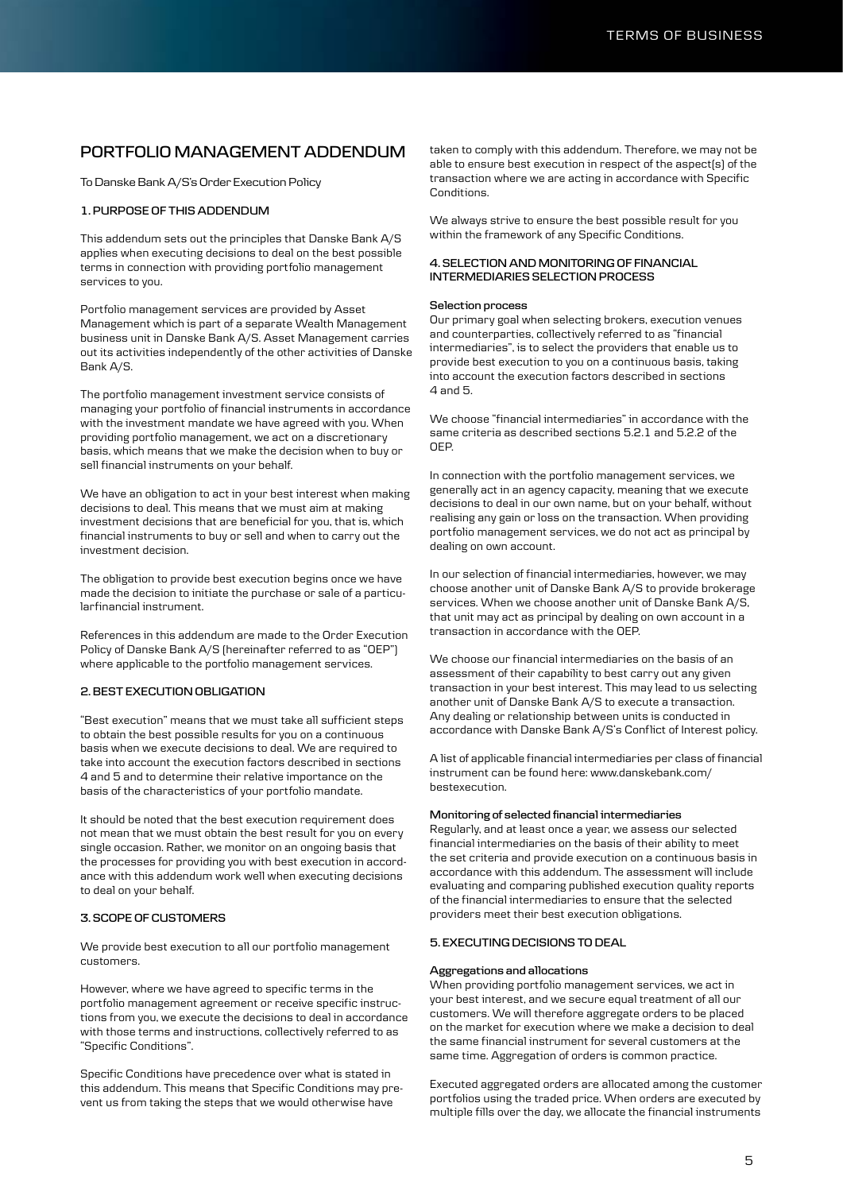# PORTFOLIO MANAGEMENT ADDENDUM

To Danske Bank A/S's Order Execution Policy

## 1. PURPOSE OF THIS ADDENDUM

This addendum sets out the principles that Danske Bank A/S applies when executing decisions to deal on the best possible terms in connection with providing portfolio management services to you.

Portfolio management services are provided by Asset Management which is part of a separate Wealth Management business unit in Danske Bank A/S. Asset Management carries out its activities independently of the other activities of Danske Bank A/S.

The portfolio management investment service consists of managing your portfolio of financial instruments in accordance with the investment mandate we have agreed with you. When providing portfolio management, we act on a discretionary basis, which means that we make the decision when to buy or sell financial instruments on your behalf.

We have an obligation to act in your best interest when making decisions to deal. This means that we must aim at making investment decisions that are beneficial for you, that is, which financial instruments to buy or sell and when to carry out the investment decision.

The obligation to provide best execution begins once we have made the decision to initiate the purchase or sale of a particularfinancial instrument.

References in this addendum are made to the Order Execution Policy of Danske Bank A/S (hereinafter referred to as "OEP") where applicable to the portfolio management services.

## 2. BEST EXECUTION OBLIGATION

"Best execution" means that we must take all sufficient steps to obtain the best possible results for you on a continuous basis when we execute decisions to deal. We are required to take into account the execution factors described in sections 4 and 5 and to determine their relative importance on the basis of the characteristics of your portfolio mandate.

It should be noted that the best execution requirement does not mean that we must obtain the best result for you on every single occasion. Rather, we monitor on an ongoing basis that the processes for providing you with best execution in accordance with this addendum work well when executing decisions to deal on your behalf.

## 3. SCOPE OF CUSTOMERS

We provide best execution to all our portfolio management customers.

However, where we have agreed to specific terms in the portfolio management agreement or receive specific instructions from you, we execute the decisions to deal in accordance with those terms and instructions, collectively referred to as "Specific Conditions".

Specific Conditions have precedence over what is stated in this addendum. This means that Specific Conditions may prevent us from taking the steps that we would otherwise have taken to comply with this addendum. Therefore, we may not be able to ensure best execution in respect of the aspect(s) of the transaction where we are acting in accordance with Specific Conditions.

We always strive to ensure the best possible result for you within the framework of any Specific Conditions.

## 4. SELECTION AND MONITORING OF FINANCIAL INTERMEDIARIES SELECTION PROCESS

**Selection process**

Our primary goal when selecting brokers, execution venues and counterparties, collectively referred to as "financial intermediaries", is to select the providers that enable us to provide best execution to you on a continuous basis, taking into account the execution factors described in sections 4 and 5.

We choose "financial intermediaries" in accordance with the same criteria as described sections 5.2.1 and 5.2.2 of the OEP.

In connection with the portfolio management services, we generally act in an agency capacity, meaning that we execute decisions to deal in our own name, but on your behalf, without realising any gain or loss on the transaction. When providing portfolio management services, we do not act as principal by dealing on own account.

In our selection of financial intermediaries, however, we may choose another unit of Danske Bank A/S to provide brokerage services. When we choose another unit of Danske Bank A/S, that unit may act as principal by dealing on own account in a transaction in accordance with the OEP.

We choose our financial intermediaries on the basis of an assessment of their capability to best carry out any given transaction in your best interest. This may lead to us selecting another unit of Danske Bank A/S to execute a transaction. Any dealing or relationship between units is conducted in accordance with Danske Bank A/S's Conflict of Interest policy.

A list of applicable financial intermediaries per class of financial instrument can be found here: www.danskebank.com/bestexecution.

**Monitoring of selected financial intermediaries**

Regularly, and at least once a year, we assess our selected financial intermediaries on the basis of their ability to meet the set criteria and provide execution on a continuous basis in accordance with this addendum. The assessment will include evaluating and comparing published execution quality reports of the financial intermediaries to ensure that the selected providers meet their best execution obligations.

## 5. EXECUTING DECISIONS TO DEAL

**Aggregations and allocations**

When providing portfolio management services, we act in your best interest, and we secure equal treatment of all our customers. We will therefore aggregate orders to be placed on the market for execution where we make a decision to deal the same financial instrument for several customers at the same time. Aggregation of orders is common practice.

Executed aggregated orders are allocated among the customer portfolios using the traded price. When orders are executed by multiple fills over the day, we allocate the financial instruments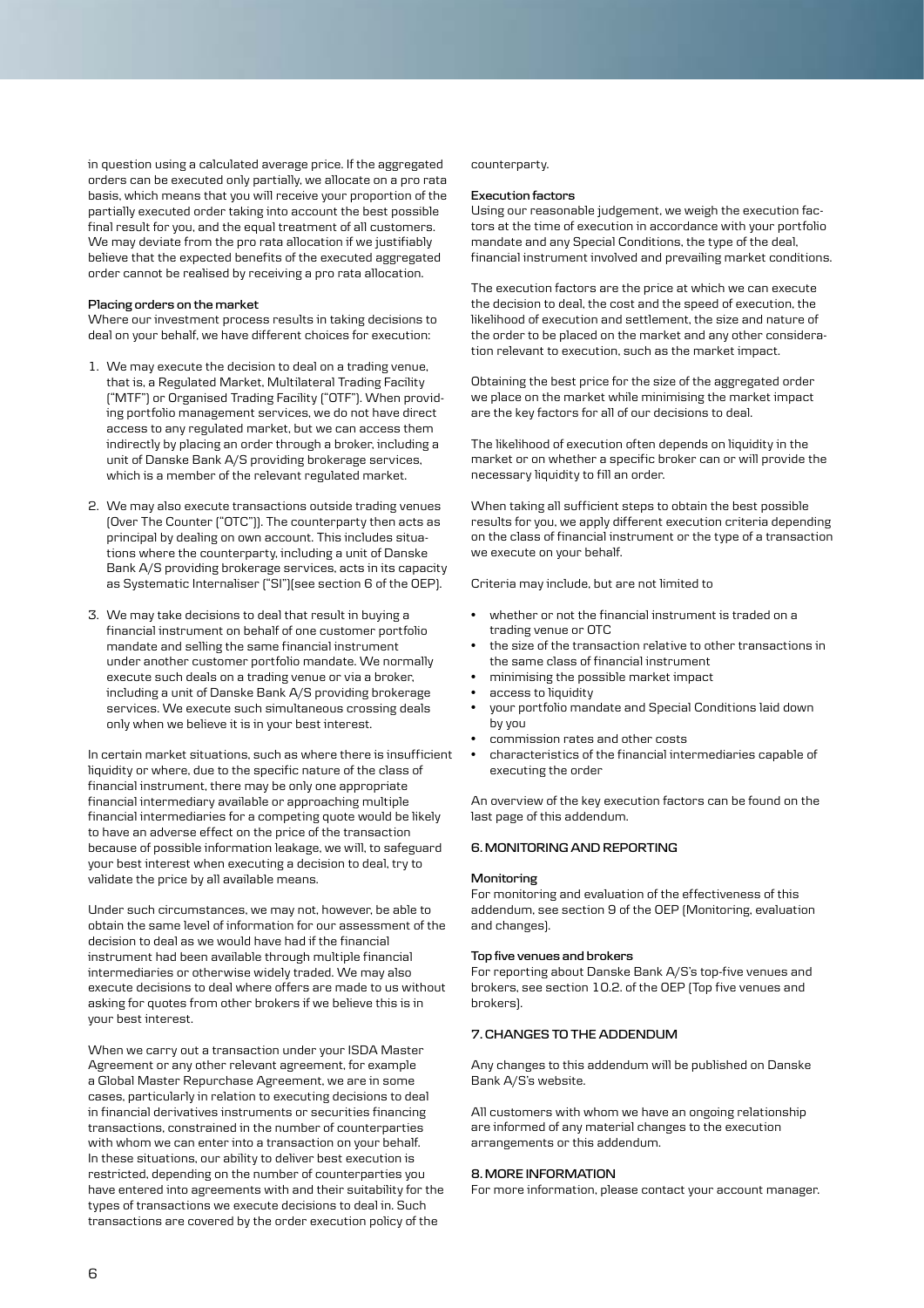in question using a calculated average price. If the aggregated orders can be executed only partially, we allocate on a pro rata basis, which means that you will receive your proportion of the partially executed order taking into account the best possible final result for you, and the equal treatment of all customers. We may deviate from the pro rata allocation if we justifiably believe that the expected benefits of the executed aggregated order cannot be realised by receiving a pro rata allocation.

**Placing orders on the market**

Where our investment process results in taking decisions to deal on your behalf, we have different choices for execution:

1. We may execute the decision to deal on a trading venue, that is, a Regulated Market, Multilateral Trading Facility ("MTF") or Organised Trading Facility ("OTF"). When providing portfolio management services, we do not have direct access to any regulated market, but we can access them indirectly by placing an order through a broker, including a unit of Danske Bank A/S providing brokerage services, which is a member of the relevant regulated market.

2. We may also execute transactions outside trading venues (Over The Counter ("OTC")). The counterparty then acts as principal by dealing on own account. This includes situations where the counterparty, including a unit of Danske Bank A/S providing brokerage services, acts in its capacity as Systematic Internaliser ("SI")(see section 6 of the OEP).

3. We may take decisions to deal that result in buying a financial instrument on behalf of one customer portfolio mandate and selling the same financial instrument under another customer portfolio mandate. We normally execute such deals on a trading venue or via a broker, including a unit of Danske Bank A/S providing brokerage services. We execute such simultaneous crossing deals only when we believe it is in your best interest.

In certain market situations, such as where there is insufficient liquidity or where, due to the specific nature of the class of financial instrument, there may be only one appropriate financial intermediary available or approaching multiple financial intermediaries for a competing quote would be likely to have an adverse effect on the price of the transaction because of possible information leakage, we will, to safeguard your best interest when executing a decision to deal, try to validate the price by all available means.

Under such circumstances, we may not, however, be able to obtain the same level of information for our assessment of the decision to deal as we would have had if the financial instrument had been available through multiple financial intermediaries or otherwise widely traded. We may also execute decisions to deal where offers are made to us without asking for quotes from other brokers if we believe this is in your best interest.

When we carry out a transaction under your ISDA Master Agreement or any other relevant agreement, for example a Global Master Repurchase Agreement, we are in some cases, particularly in relation to executing decisions to deal in financial derivatives instruments or securities financing transactions, constrained in the number of counterparties with whom we can enter into a transaction on your behalf. In these situations, our ability to deliver best execution is restricted, depending on the number of counterparties you have entered into agreements with and their suitability for the types of transactions we execute decisions to deal in. Such transactions are covered by the order execution policy of the counterparty.

**Execution factors**

Using our reasonable judgement, we weigh the execution factors at the time of execution in accordance with your portfolio mandate and any Special Conditions, the type of the deal, financial instrument involved and prevailing market conditions.

The execution factors are the price at which we can execute the decision to deal, the cost and the speed of execution, the likelihood of execution and settlement, the size and nature of the order to be placed on the market and any other consideration relevant to execution, such as the market impact.

Obtaining the best price for the size of the aggregated order we place on the market while minimising the market impact are the key factors for all of our decisions to deal.

The likelihood of execution often depends on liquidity in the market or on whether a specific broker can or will provide the necessary liquidity to fill an order.

When taking all sufficient steps to obtain the best possible results for you, we apply different execution criteria depending on the class of financial instrument or the type of a transaction we execute on your behalf.

Criteria may include, but are not limited to

- whether or not the financial instrument is traded on a trading venue or OTC
- the size of the transaction relative to other transactions in the same class of financial instrument
- minimising the possible market impact
- access to liquidity
- your portfolio mandate and Special Conditions laid down by you
- commission rates and other costs
- characteristics of the financial intermediaries capable of executing the order

An overview of the key execution factors can be found on the last page of this addendum.

## 6. MONITORING AND REPORTING

**Monitoring**

For monitoring and evaluation of the effectiveness of this addendum, see section 9 of the OEP (Monitoring, evaluation and changes).

**Top five venues and brokers**

For reporting about Danske Bank A/S's top-five venues and brokers, see section 10.2. of the OEP (Top five venues and brokers).

## 7. CHANGES TO THE ADDENDUM

Any changes to this addendum will be published on Danske Bank A/S's website.

All customers with whom we have an ongoing relationship are informed of any material changes to the execution arrangements or this addendum.

## 8. MORE INFORMATION

For more information, please contact your account manager.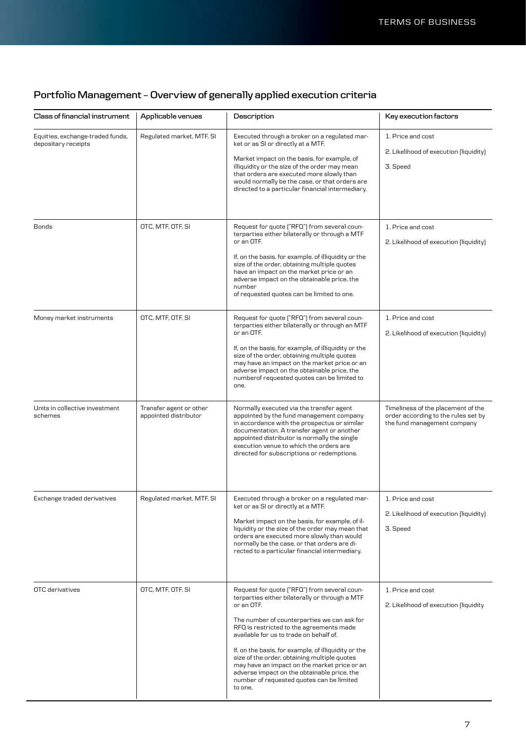## Portfolio Management – Overview of generally applied execution criteria

| Class of financial instrument | Applicable venues | Description | Key execution factors |
|---|---|---|---|
| Equities, exchange-traded funds, depositary receipts | Regulated market, MTF, SI | Executed through a broker on a regulated market or as SI or directly at a MTF.<br><br>Market impact on the basis, for example, of illiquidity or the size of the order may mean that orders are executed more slowly than would normally be the case, or that orders are directed to a particular financial intermediary. | 1. Price and cost<br><br>2. Likelihood of execution (liquidity)<br><br>3. Speed |
| Bonds | OTC, MTF, OTF, SI | Request for quote ("RFQ") from several counterparties either bilaterally or through a MTF or an OTF.<br><br>If, on the basis, for example, of illiquidity or the size of the order, obtaining multiple quotes have an impact on the market price or an adverse impact on the obtainable price, the number of requested quotes can be limited to one. | 1. Price and cost<br><br>2. Likelihood of execution (liquidity) |
| Money market instruments | OTC, MTF, OTF, SI | Request for quote ("RFQ") from several counterparties either bilaterally or through an MTF or an OTF.<br><br>If, on the basis, for example, of illiquidity or the size of the order, obtaining multiple quotes may have an impact on the market price or an adverse impact on the obtainable price, the numberof requested quotes can be limited to one. | 1. Price and cost<br><br>2. Likelihood of execution (liquidity) |
| Units in collective investment schemes | Transfer agent or other appointed distributor | Normally executed via the transfer agent appointed by the fund management company in accordance with the prospectus or similar documentation. A transfer agent or another appointed distributor is normally the single execution venue to which the orders are directed for subscriptions or redemptions. | Timeliness of the placement of the order according to the rules set by the fund management company |
| Exchange traded derivatives | Regulated market, MTF, SI | Executed through a broker on a regulated market or as SI or directly at a MTF.<br><br>Market impact on the basis, for example, of illiquidity or the size of the order may mean that orders are executed more slowly than would normally be the case, or that orders are directed to a particular financial intermediary. | 1. Price and cost<br><br>2. Likelihood of execution (liquidity)<br><br>3. Speed |
| OTC derivatives | OTC, MTF, OTF, SI | Request for quote ("RFQ") from several counterparties either bilaterally or through a MTF or an OTF.<br><br>The number of counterparties we can ask for RFQ is restricted to the agreements made available for us to trade on behalf of.<br><br>If, on the basis, for example, of illiquidity or the size of the order, obtaining multiple quotes may have an impact on the market price or an adverse impact on the obtainable price, the number of requested quotes can be limited to one. | 1. Price and cost<br><br>2. Likelihood of execution (liquidity |